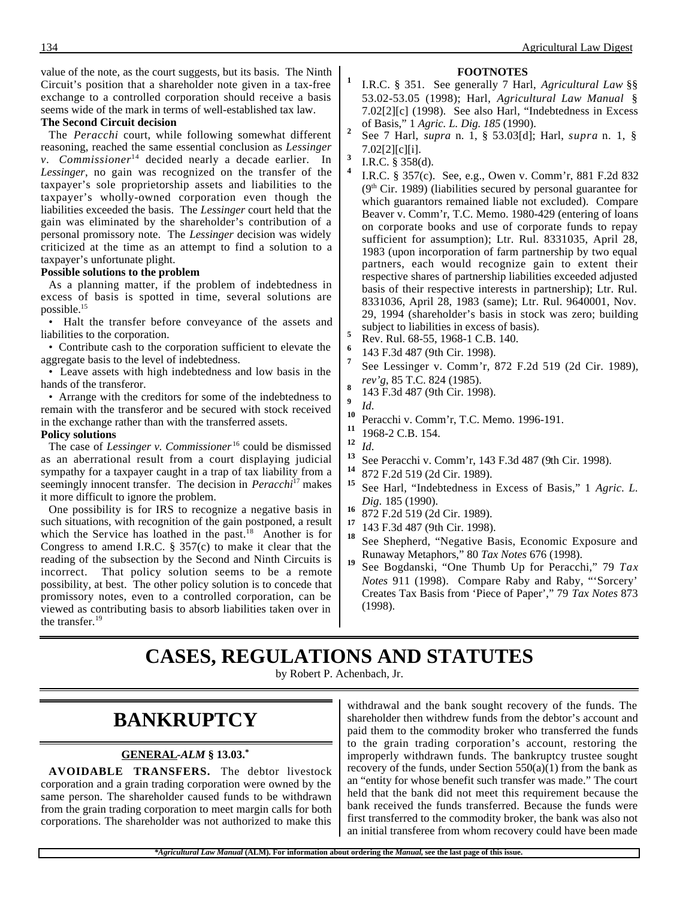value of the note, as the court suggests, but its basis. The Ninth Circuit's position that a shareholder note given in a tax-free exchange to a controlled corporation should receive a basis seems wide of the mark in terms of well-established tax law.

**The Second Circuit decision**

The *Peracchi* court, while following somewhat different reasoning, reached the same essential conclusion as *Lessinger v. Commissioner*[14] decided nearly a decade earlier. In *Lessinger*, no gain was recognized on the transfer of the taxpayer's sole proprietorship assets and liabilities to the taxpayer's wholly-owned corporation even though the liabilities exceeded the basis. The *Lessinger* court held that the gain was eliminated by the shareholder's contribution of a personal promissory note. The *Lessinger* decision was widely criticized at the time as an attempt to find a solution to a taxpayer's unfortunate plight.

**Possible solutions to the problem**

As a planning matter, if the problem of indebtedness in excess of basis is spotted in time, several solutions are possible.[15]

- Halt the transfer before conveyance of the assets and liabilities to the corporation.
- Contribute cash to the corporation sufficient to elevate the aggregate basis to the level of indebtedness.
- Leave assets with high indebtedness and low basis in the hands of the transferor.
- Arrange with the creditors for some of the indebtedness to remain with the transferor and be secured with stock received in the exchange rather than with the transferred assets.

**Policy solutions**

The case of *Lessinger v. Commissioner*[16] could be dismissed as an aberrational result from a court displaying judicial sympathy for a taxpayer caught in a trap of tax liability from a seemingly innocent transfer. The decision in *Peracchi*[17] makes it more difficult to ignore the problem.

One possibility is for IRS to recognize a negative basis in such situations, with recognition of the gain postponed, a result which the Service has loathed in the past.[18] Another is for Congress to amend I.R.C. § 357(c) to make it clear that the reading of the subsection by the Second and Ninth Circuits is incorrect. That policy solution seems to be a remote possibility, at best. The other policy solution is to concede that promissory notes, even to a controlled corporation, can be viewed as contributing basis to absorb liabilities taken over in the transfer.[19]

**FOOTNOTES**

1. I.R.C. § 351. See generally 7 Harl, *Agricultural Law* §§ 53.02-53.05 (1998); Harl, *Agricultural Law Manual* § 7.02[2][c] (1998). See also Harl, "Indebtedness in Excess of Basis," 1 *Agric. L. Dig. 185* (1990).
2. See 7 Harl, *supra* n. 1, § 53.03[d]; Harl, *supra* n. 1, § 7.02[2][c][i].
3. I.R.C. § 358(d).
4. I.R.C. § 357(c). See, e.g., Owen v. Comm'r, 881 F.2d 832 (9th Cir. 1989) (liabilities secured by personal guarantee for which guarantors remained liable not excluded). Compare Beaver v. Comm'r, T.C. Memo. 1980-429 (entering of loans on corporate books and use of corporate funds to repay sufficient for assumption); Ltr. Rul. 8331035, April 28, 1983 (upon incorporation of farm partnership by two equal partners, each would recognize gain to extent their respective shares of partnership liabilities exceeded adjusted basis of their respective interests in partnership); Ltr. Rul. 8331036, April 28, 1983 (same); Ltr. Rul. 9640001, Nov. 29, 1994 (shareholder's basis in stock was zero; building subject to liabilities in excess of basis).
5. Rev. Rul. 68-55, 1968-1 C.B. 140.
6. 143 F.3d 487 (9th Cir. 1998).
7. See Lessinger v. Comm'r, 872 F.2d 519 (2d Cir. 1989), *rev'g*, 85 T.C. 824 (1985).
8. 143 F.3d 487 (9th Cir. 1998).
9. *Id*.
10. Peracchi v. Comm'r, T.C. Memo. 1996-191.
11. 1968-2 C.B. 154.
12. *Id*.
13. See Peracchi v. Comm'r, 143 F.3d 487 (9th Cir. 1998).
14. 872 F.2d 519 (2d Cir. 1989).
15. See Harl, "Indebtedness in Excess of Basis," 1 *Agric. L. Dig*. 185 (1990).
16. 872 F.2d 519 (2d Cir. 1989).
17. 143 F.3d 487 (9th Cir. 1998).
18. See Shepherd, "Negative Basis, Economic Exposure and Runaway Metaphors," 80 *Tax Notes* 676 (1998).
19. See Bogdanski, "One Thumb Up for Peracchi," 79 *Tax Notes* 911 (1998). Compare Raby and Raby, "'Sorcery' Creates Tax Basis from 'Piece of Paper'," 79 *Tax Notes* 873 (1998).

# CASES, REGULATIONS AND STATUTES

by Robert P. Achenbach, Jr.

## BANKRUPTCY

### GENERAL -*ALM* § 13.03.*

**AVOIDABLE TRANSFERS.** The debtor livestock corporation and a grain trading corporation were owned by the same person. The shareholder caused funds to be withdrawn from the grain trading corporation to meet margin calls for both corporations. The shareholder was not authorized to make this withdrawal and the bank sought recovery of the funds. The shareholder then withdrew funds from the debtor's account and paid them to the commodity broker who transferred the funds to the grain trading corporation's account, restoring the improperly withdrawn funds. The bankruptcy trustee sought recovery of the funds, under Section 550(a)(1) from the bank as an "entity for whose benefit such transfer was made." The court held that the bank did not meet this requirement because the bank received the funds transferred. Because the funds were first transferred to the commodity broker, the bank was also not an initial transferee from whom recovery could have been made

**Agricultural Law Manual* (ALM). For information about ordering the *Manual*, see the last page of this issue.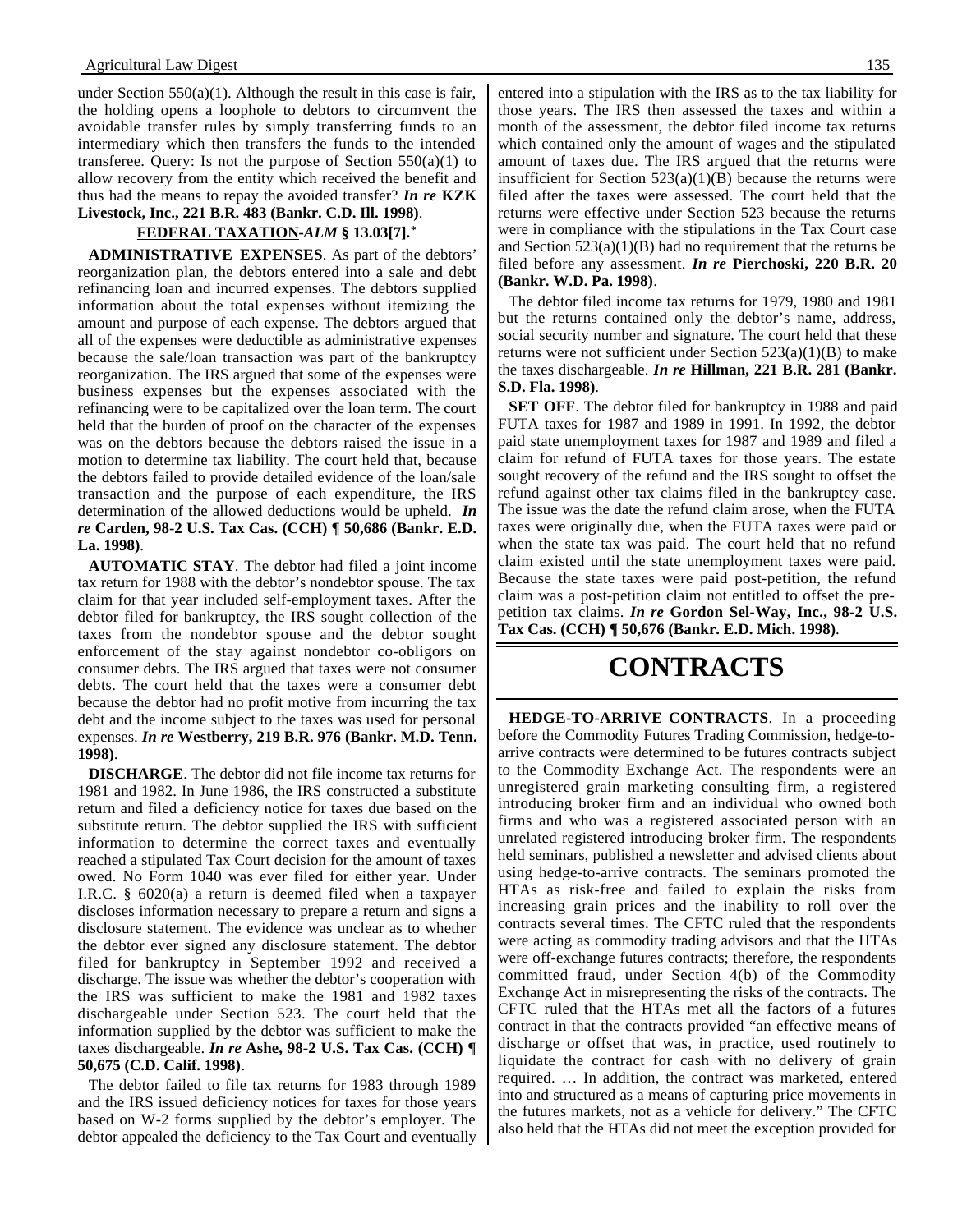under Section 550(a)(1). Although the result in this case is fair, the holding opens a loophole to debtors to circumvent the avoidable transfer rules by simply transferring funds to an intermediary which then transfers the funds to the intended transferee. Query: Is not the purpose of Section 550(a)(1) to allow recovery from the entity which received the benefit and thus had the means to repay the avoided transfer? ***In re* KZK Livestock, Inc., 221 B.R. 483 (Bankr. C.D. Ill. 1998)**.

### FEDERAL TAXATION-*ALM* § 13.03[7].*

**ADMINISTRATIVE EXPENSES**. As part of the debtors' reorganization plan, the debtors entered into a sale and debt refinancing loan and incurred expenses. The debtors supplied information about the total expenses without itemizing the amount and purpose of each expense. The debtors argued that all of the expenses were deductible as administrative expenses because the sale/loan transaction was part of the bankruptcy reorganization. The IRS argued that some of the expenses were business expenses but the expenses associated with the refinancing were to be capitalized over the loan term. The court held that the burden of proof on the character of the expenses was on the debtors because the debtors raised the issue in a motion to determine tax liability. The court held that, because the debtors failed to provide detailed evidence of the loan/sale transaction and the purpose of each expenditure, the IRS determination of the allowed deductions would be upheld. ***In re* Carden, 98-2 U.S. Tax Cas. (CCH) ¶ 50,686 (Bankr. E.D. La. 1998)**.

**AUTOMATIC STAY**. The debtor had filed a joint income tax return for 1988 with the debtor's nondebtor spouse. The tax claim for that year included self-employment taxes. After the debtor filed for bankruptcy, the IRS sought collection of the taxes from the nondebtor spouse and the debtor sought enforcement of the stay against nondebtor co-obligors on consumer debts. The IRS argued that taxes were not consumer debts. The court held that the taxes were a consumer debt because the debtor had no profit motive from incurring the tax debt and the income subject to the taxes was used for personal expenses. ***In re* Westberry, 219 B.R. 976 (Bankr. M.D. Tenn. 1998)**.

**DISCHARGE**. The debtor did not file income tax returns for 1981 and 1982. In June 1986, the IRS constructed a substitute return and filed a deficiency notice for taxes due based on the substitute return. The debtor supplied the IRS with sufficient information to determine the correct taxes and eventually reached a stipulated Tax Court decision for the amount of taxes owed. No Form 1040 was ever filed for either year. Under I.R.C. § 6020(a) a return is deemed filed when a taxpayer discloses information necessary to prepare a return and signs a disclosure statement. The evidence was unclear as to whether the debtor ever signed any disclosure statement. The debtor filed for bankruptcy in September 1992 and received a discharge. The issue was whether the debtor's cooperation with the IRS was sufficient to make the 1981 and 1982 taxes dischargeable under Section 523. The court held that the information supplied by the debtor was sufficient to make the taxes dischargeable. ***In re* Ashe, 98-2 U.S. Tax Cas. (CCH) ¶ 50,675 (C.D. Calif. 1998)**.

The debtor failed to file tax returns for 1983 through 1989 and the IRS issued deficiency notices for taxes for those years based on W-2 forms supplied by the debtor's employer. The debtor appealed the deficiency to the Tax Court and eventually entered into a stipulation with the IRS as to the tax liability for those years. The IRS then assessed the taxes and within a month of the assessment, the debtor filed income tax returns which contained only the amount of wages and the stipulated amount of taxes due. The IRS argued that the returns were insufficient for Section 523(a)(1)(B) because the returns were filed after the taxes were assessed. The court held that the returns were effective under Section 523 because the returns were in compliance with the stipulations in the Tax Court case and Section 523(a)(1)(B) had no requirement that the returns be filed before any assessment. ***In re* Pierchoski, 220 B.R. 20 (Bankr. W.D. Pa. 1998)**.

The debtor filed income tax returns for 1979, 1980 and 1981 but the returns contained only the debtor's name, address, social security number and signature. The court held that these returns were not sufficient under Section 523(a)(1)(B) to make the taxes dischargeable. ***In re* Hillman, 221 B.R. 281 (Bankr. S.D. Fla. 1998)**.

**SET OFF**. The debtor filed for bankruptcy in 1988 and paid FUTA taxes for 1987 and 1989 in 1991. In 1992, the debtor paid state unemployment taxes for 1987 and 1989 and filed a claim for refund of FUTA taxes for those years. The estate sought recovery of the refund and the IRS sought to offset the refund against other tax claims filed in the bankruptcy case. The issue was the date the refund claim arose, when the FUTA taxes were originally due, when the FUTA taxes were paid or when the state tax was paid. The court held that no refund claim existed until the state unemployment taxes were paid. Because the state taxes were paid post-petition, the refund claim was a post-petition claim not entitled to offset the pre-petition tax claims. ***In re* Gordon Sel-Way, Inc., 98-2 U.S. Tax Cas. (CCH) ¶ 50,676 (Bankr. E.D. Mich. 1998)**.

# CONTRACTS

**HEDGE-TO-ARRIVE CONTRACTS**. In a proceeding before the Commodity Futures Trading Commission, hedge-to-arrive contracts were determined to be futures contracts subject to the Commodity Exchange Act. The respondents were an unregistered grain marketing consulting firm, a registered introducing broker firm and an individual who owned both firms and who was a registered associated person with an unrelated registered introducing broker firm. The respondents held seminars, published a newsletter and advised clients about using hedge-to-arrive contracts. The seminars promoted the HTAs as risk-free and failed to explain the risks from increasing grain prices and the inability to roll over the contracts several times. The CFTC ruled that the respondents were acting as commodity trading advisors and that the HTAs were off-exchange futures contracts; therefore, the respondents committed fraud, under Section 4(b) of the Commodity Exchange Act in misrepresenting the risks of the contracts. The CFTC ruled that the HTAs met all the factors of a futures contract in that the contracts provided "an effective means of discharge or offset that was, in practice, used routinely to liquidate the contract for cash with no delivery of grain required. … In addition, the contract was marketed, entered into and structured as a means of capturing price movements in the futures markets, not as a vehicle for delivery." The CFTC also held that the HTAs did not meet the exception provided for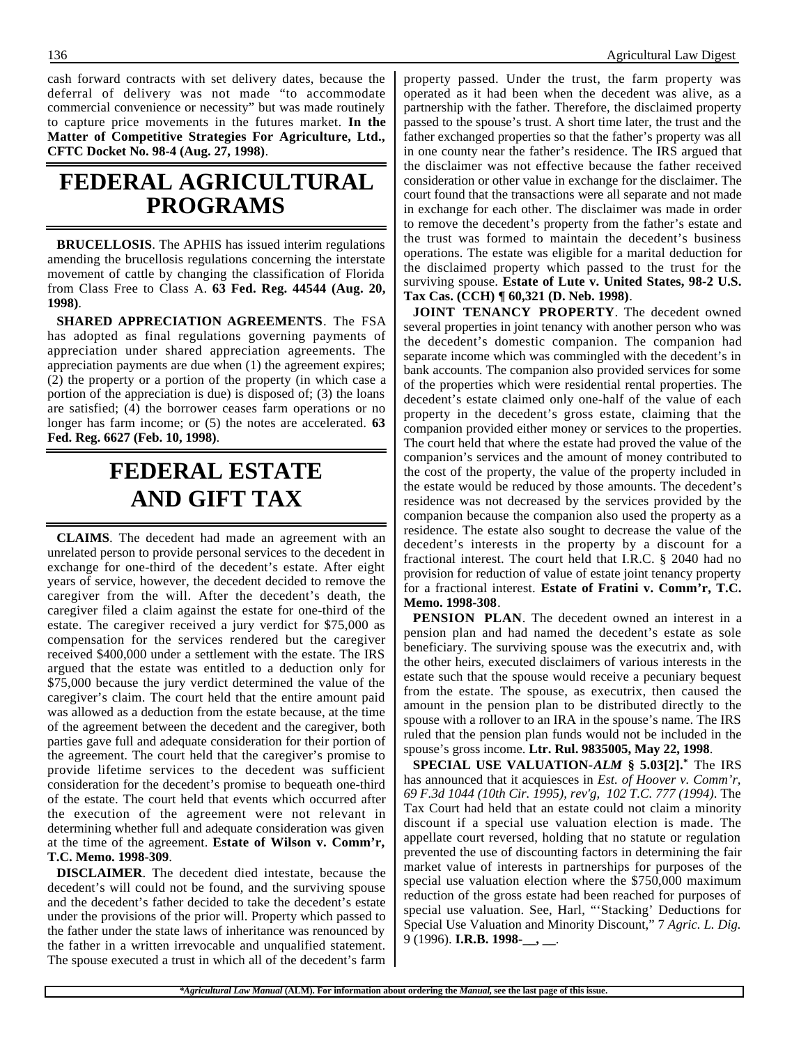cash forward contracts with set delivery dates, because the deferral of delivery was not made "to accommodate commercial convenience or necessity" but was made routinely to capture price movements in the futures market. **In the Matter of Competitive Strategies For Agriculture, Ltd., CFTC Docket No. 98-4 (Aug. 27, 1998)**.

# FEDERAL AGRICULTURAL PROGRAMS

**BRUCELLOSIS**. The APHIS has issued interim regulations amending the brucellosis regulations concerning the interstate movement of cattle by changing the classification of Florida from Class Free to Class A. **63 Fed. Reg. 44544 (Aug. 20, 1998)**.

**SHARED APPRECIATION AGREEMENTS**. The FSA has adopted as final regulations governing payments of appreciation under shared appreciation agreements. The appreciation payments are due when (1) the agreement expires; (2) the property or a portion of the property (in which case a portion of the appreciation is due) is disposed of; (3) the loans are satisfied; (4) the borrower ceases farm operations or no longer has farm income; or (5) the notes are accelerated. **63 Fed. Reg. 6627 (Feb. 10, 1998)**.

# FEDERAL ESTATE AND GIFT TAX

**CLAIMS**. The decedent had made an agreement with an unrelated person to provide personal services to the decedent in exchange for one-third of the decedent's estate. After eight years of service, however, the decedent decided to remove the caregiver from the will. After the decedent's death, the caregiver filed a claim against the estate for one-third of the estate. The caregiver received a jury verdict for $75,000 as compensation for the services rendered but the caregiver received $400,000 under a settlement with the estate. The IRS argued that the estate was entitled to a deduction only for $75,000 because the jury verdict determined the value of the caregiver's claim. The court held that the entire amount paid was allowed as a deduction from the estate because, at the time of the agreement between the decedent and the caregiver, both parties gave full and adequate consideration for their portion of the agreement. The court held that the caregiver's promise to provide lifetime services to the decedent was sufficient consideration for the decedent's promise to bequeath one-third of the estate. The court held that events which occurred after the execution of the agreement were not relevant in determining whether full and adequate consideration was given at the time of the agreement. **Estate of Wilson v. Comm'r, T.C. Memo. 1998-309**.

**DISCLAIMER**. The decedent died intestate, because the decedent's will could not be found, and the surviving spouse and the decedent's father decided to take the decedent's estate under the provisions of the prior will. Property which passed to the father under the state laws of inheritance was renounced by the father in a written irrevocable and unqualified statement. The spouse executed a trust in which all of the decedent's farm property passed. Under the trust, the farm property was operated as it had been when the decedent was alive, as a partnership with the father. Therefore, the disclaimed property passed to the spouse's trust. A short time later, the trust and the father exchanged properties so that the father's property was all in one county near the father's residence. The IRS argued that the disclaimer was not effective because the father received consideration or other value in exchange for the disclaimer. The court found that the transactions were all separate and not made in exchange for each other. The disclaimer was made in order to remove the decedent's property from the father's estate and the trust was formed to maintain the decedent's business operations. The estate was eligible for a marital deduction for the disclaimed property which passed to the trust for the surviving spouse. **Estate of Lute v. United States, 98-2 U.S. Tax Cas. (CCH) ¶ 60,321 (D. Neb. 1998)**.

**JOINT TENANCY PROPERTY**. The decedent owned several properties in joint tenancy with another person who was the decedent's domestic companion. The companion had separate income which was commingled with the decedent's in bank accounts. The companion also provided services for some of the properties which were residential rental properties. The decedent's estate claimed only one-half of the value of each property in the decedent's gross estate, claiming that the companion provided either money or services to the properties. The court held that where the estate had proved the value of the companion's services and the amount of money contributed to the cost of the property, the value of the property included in the estate would be reduced by those amounts. The decedent's residence was not decreased by the services provided by the companion because the companion also used the property as a residence. The estate also sought to decrease the value of the decedent's interests in the property by a discount for a fractional interest. The court held that I.R.C. § 2040 had no provision for reduction of value of estate joint tenancy property for a fractional interest. **Estate of Fratini v. Comm'r, T.C. Memo. 1998-308**.

**PENSION PLAN**. The decedent owned an interest in a pension plan and had named the decedent's estate as sole beneficiary. The surviving spouse was the executrix and, with the other heirs, executed disclaimers of various interests in the estate such that the spouse would receive a pecuniary bequest from the estate. The spouse, as executrix, then caused the amount in the pension plan to be distributed directly to the spouse with a rollover to an IRA in the spouse's name. The IRS ruled that the pension plan funds would not be included in the spouse's gross income. **Ltr. Rul. 9835005, May 22, 1998**.

**SPECIAL USE VALUATION-*ALM* § 5.03[2].*** The IRS has announced that it acquiesces in *Est. of Hoover v. Comm'r, 69 F.3d 1044 (10th Cir. 1995), rev'g, 102 T.C. 777 (1994)*. The Tax Court had held that an estate could not claim a minority discount if a special use valuation election is made. The appellate court reversed, holding that no statute or regulation prevented the use of discounting factors in determining the fair market value of interests in partnerships for purposes of the special use valuation election where the $750,000 maximum reduction of the gross estate had been reached for purposes of special use valuation. See, Harl, "'Stacking' Deductions for Special Use Valuation and Minority Discount," 7 *Agric. L. Dig.* 9 (1996). **I.R.B. 1998-__, __**.

**Agricultural Law Manual* (ALM). For information about ordering the *Manual*, see the last page of this issue.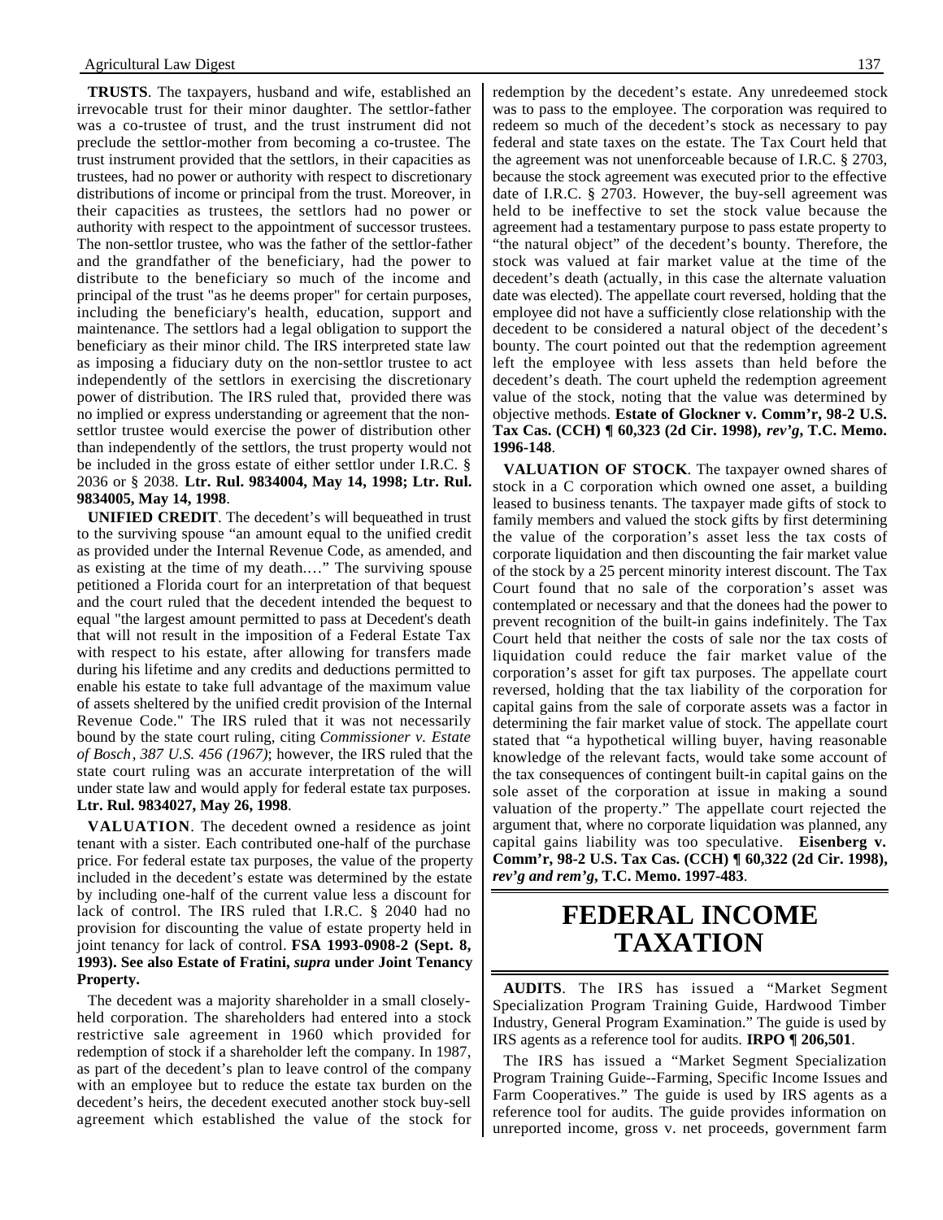**TRUSTS**. The taxpayers, husband and wife, established an irrevocable trust for their minor daughter. The settlor-father was a co-trustee of trust, and the trust instrument did not preclude the settlor-mother from becoming a co-trustee. The trust instrument provided that the settlors, in their capacities as trustees, had no power or authority with respect to discretionary distributions of income or principal from the trust. Moreover, in their capacities as trustees, the settlors had no power or authority with respect to the appointment of successor trustees. The non-settlor trustee, who was the father of the settlor-father and the grandfather of the beneficiary, had the power to distribute to the beneficiary so much of the income and principal of the trust "as he deems proper" for certain purposes, including the beneficiary's health, education, support and maintenance. The settlors had a legal obligation to support the beneficiary as their minor child. The IRS interpreted state law as imposing a fiduciary duty on the non-settlor trustee to act independently of the settlors in exercising the discretionary power of distribution. The IRS ruled that, provided there was no implied or express understanding or agreement that the non-settlor trustee would exercise the power of distribution other than independently of the settlors, the trust property would not be included in the gross estate of either settlor under I.R.C. § 2036 or § 2038. **Ltr. Rul. 9834004, May 14, 1998; Ltr. Rul. 9834005, May 14, 1998**.

**UNIFIED CREDIT**. The decedent's will bequeathed in trust to the surviving spouse "an amount equal to the unified credit as provided under the Internal Revenue Code, as amended, and as existing at the time of my death.…" The surviving spouse petitioned a Florida court for an interpretation of that bequest and the court ruled that the decedent intended the bequest to equal "the largest amount permitted to pass at Decedent's death that will not result in the imposition of a Federal Estate Tax with respect to his estate, after allowing for transfers made during his lifetime and any credits and deductions permitted to enable his estate to take full advantage of the maximum value of assets sheltered by the unified credit provision of the Internal Revenue Code." The IRS ruled that it was not necessarily bound by the state court ruling, citing *Commissioner v. Estate of Bosch, 387 U.S. 456 (1967)*; however, the IRS ruled that the state court ruling was an accurate interpretation of the will under state law and would apply for federal estate tax purposes. **Ltr. Rul. 9834027, May 26, 1998**.

**VALUATION**. The decedent owned a residence as joint tenant with a sister. Each contributed one-half of the purchase price. For federal estate tax purposes, the value of the property included in the decedent's estate was determined by the estate by including one-half of the current value less a discount for lack of control. The IRS ruled that I.R.C. § 2040 had no provision for discounting the value of estate property held in joint tenancy for lack of control. **FSA 1993-0908-2 (Sept. 8, 1993). See also Estate of Fratini, *supra* under Joint Tenancy Property.**

The decedent was a majority shareholder in a small closely-held corporation. The shareholders had entered into a stock restrictive sale agreement in 1960 which provided for redemption of stock if a shareholder left the company. In 1987, as part of the decedent's plan to leave control of the company with an employee but to reduce the estate tax burden on the decedent's heirs, the decedent executed another stock buy-sell agreement which established the value of the stock for redemption by the decedent's estate. Any unredeemed stock was to pass to the employee. The corporation was required to redeem so much of the decedent's stock as necessary to pay federal and state taxes on the estate. The Tax Court held that the agreement was not unenforceable because of I.R.C. § 2703, because the stock agreement was executed prior to the effective date of I.R.C. § 2703. However, the buy-sell agreement was held to be ineffective to set the stock value because the agreement had a testamentary purpose to pass estate property to "the natural object" of the decedent's bounty. Therefore, the stock was valued at fair market value at the time of the decedent's death (actually, in this case the alternate valuation date was elected). The appellate court reversed, holding that the employee did not have a sufficiently close relationship with the decedent to be considered a natural object of the decedent's bounty. The court pointed out that the redemption agreement left the employee with less assets than held before the decedent's death. The court upheld the redemption agreement value of the stock, noting that the value was determined by objective methods. **Estate of Glockner v. Comm'r, 98-2 U.S. Tax Cas. (CCH) ¶ 60,323 (2d Cir. 1998), *rev'g*, T.C. Memo. 1996-148**.

**VALUATION OF STOCK**. The taxpayer owned shares of stock in a C corporation which owned one asset, a building leased to business tenants. The taxpayer made gifts of stock to family members and valued the stock gifts by first determining the value of the corporation's asset less the tax costs of corporate liquidation and then discounting the fair market value of the stock by a 25 percent minority interest discount. The Tax Court found that no sale of the corporation's asset was contemplated or necessary and that the donees had the power to prevent recognition of the built-in gains indefinitely. The Tax Court held that neither the costs of sale nor the tax costs of liquidation could reduce the fair market value of the corporation's asset for gift tax purposes. The appellate court reversed, holding that the tax liability of the corporation for capital gains from the sale of corporate assets was a factor in determining the fair market value of stock. The appellate court stated that "a hypothetical willing buyer, having reasonable knowledge of the relevant facts, would take some account of the tax consequences of contingent built-in capital gains on the sole asset of the corporation at issue in making a sound valuation of the property." The appellate court rejected the argument that, where no corporate liquidation was planned, any capital gains liability was too speculative. **Eisenberg v. Comm'r, 98-2 U.S. Tax Cas. (CCH) ¶ 60,322 (2d Cir. 1998), *rev'g and rem'g*, T.C. Memo. 1997-483**.

# FEDERAL INCOME TAXATION

**AUDITS**. The IRS has issued a "Market Segment Specialization Program Training Guide, Hardwood Timber Industry, General Program Examination." The guide is used by IRS agents as a reference tool for audits. **IRPO ¶ 206,501**.

The IRS has issued a "Market Segment Specialization Program Training Guide--Farming, Specific Income Issues and Farm Cooperatives." The guide is used by IRS agents as a reference tool for audits. The guide provides information on unreported income, gross v. net proceeds, government farm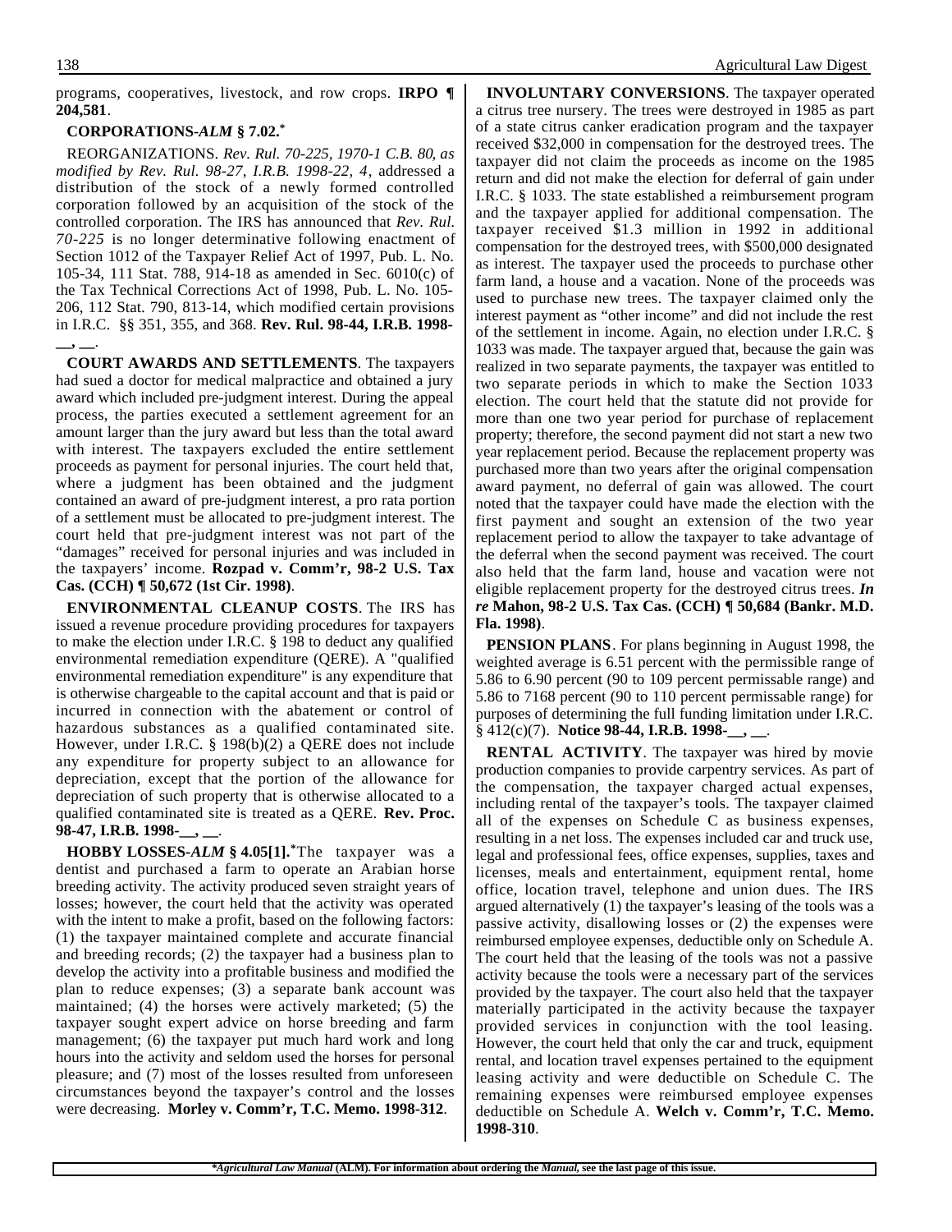programs, cooperatives, livestock, and row crops. **IRPO ¶ 204,581**.

**CORPORATIONS-*ALM* § 7.02.***

REORGANIZATIONS. *Rev. Rul. 70-225, 1970-1 C.B. 80, as modified by Rev. Rul. 98-27, I.R.B. 1998-22, 4*, addressed a distribution of the stock of a newly formed controlled corporation followed by an acquisition of the stock of the controlled corporation. The IRS has announced that *Rev. Rul. 70-225* is no longer determinative following enactment of Section 1012 of the Taxpayer Relief Act of 1997, Pub. L. No. 105-34, 111 Stat. 788, 914-18 as amended in Sec. 6010(c) of the Tax Technical Corrections Act of 1998, Pub. L. No. 105-206, 112 Stat. 790, 813-14, which modified certain provisions in I.R.C. §§ 351, 355, and 368. **Rev. Rul. 98-44, I.R.B. 1998-__, __**.

**COURT AWARDS AND SETTLEMENTS**. The taxpayers had sued a doctor for medical malpractice and obtained a jury award which included pre-judgment interest. During the appeal process, the parties executed a settlement agreement for an amount larger than the jury award but less than the total award with interest. The taxpayers excluded the entire settlement proceeds as payment for personal injuries. The court held that, where a judgment has been obtained and the judgment contained an award of pre-judgment interest, a pro rata portion of a settlement must be allocated to pre-judgment interest. The court held that pre-judgment interest was not part of the "damages" received for personal injuries and was included in the taxpayers' income. **Rozpad v. Comm'r, 98-2 U.S. Tax Cas. (CCH) ¶ 50,672 (1st Cir. 1998)**.

**ENVIRONMENTAL CLEANUP COSTS**. The IRS has issued a revenue procedure providing procedures for taxpayers to make the election under I.R.C. § 198 to deduct any qualified environmental remediation expenditure (QERE). A "qualified environmental remediation expenditure" is any expenditure that is otherwise chargeable to the capital account and that is paid or incurred in connection with the abatement or control of hazardous substances as a qualified contaminated site. However, under I.R.C. § 198(b)(2) a QERE does not include any expenditure for property subject to an allowance for depreciation, except that the portion of the allowance for depreciation of such property that is otherwise allocated to a qualified contaminated site is treated as a QERE. **Rev. Proc. 98-47, I.R.B. 1998-__, __**.

**HOBBY LOSSES-*ALM* § 4.05[1].*** The taxpayer was a dentist and purchased a farm to operate an Arabian horse breeding activity. The activity produced seven straight years of losses; however, the court held that the activity was operated with the intent to make a profit, based on the following factors: (1) the taxpayer maintained complete and accurate financial and breeding records; (2) the taxpayer had a business plan to develop the activity into a profitable business and modified the plan to reduce expenses; (3) a separate bank account was maintained; (4) the horses were actively marketed; (5) the taxpayer sought expert advice on horse breeding and farm management; (6) the taxpayer put much hard work and long hours into the activity and seldom used the horses for personal pleasure; and (7) most of the losses resulted from unforeseen circumstances beyond the taxpayer's control and the losses were decreasing. **Morley v. Comm'r, T.C. Memo. 1998-312**.

**INVOLUNTARY CONVERSIONS**. The taxpayer operated a citrus tree nursery. The trees were destroyed in 1985 as part of a state citrus canker eradication program and the taxpayer received $32,000 in compensation for the destroyed trees. The taxpayer did not claim the proceeds as income on the 1985 return and did not make the election for deferral of gain under I.R.C. § 1033. The state established a reimbursement program and the taxpayer applied for additional compensation. The taxpayer received $1.3 million in 1992 in additional compensation for the destroyed trees, with $500,000 designated as interest. The taxpayer used the proceeds to purchase other farm land, a house and a vacation. None of the proceeds was used to purchase new trees. The taxpayer claimed only the interest payment as "other income" and did not include the rest of the settlement in income. Again, no election under I.R.C. § 1033 was made. The taxpayer argued that, because the gain was realized in two separate payments, the taxpayer was entitled to two separate periods in which to make the Section 1033 election. The court held that the statute did not provide for more than one two year period for purchase of replacement property; therefore, the second payment did not start a new two year replacement period. Because the replacement property was purchased more than two years after the original compensation award payment, no deferral of gain was allowed. The court noted that the taxpayer could have made the election with the first payment and sought an extension of the two year replacement period to allow the taxpayer to take advantage of the deferral when the second payment was received. The court also held that the farm land, house and vacation were not eligible replacement property for the destroyed citrus trees. ***In re* Mahon, 98-2 U.S. Tax Cas. (CCH) ¶ 50,684 (Bankr. M.D. Fla. 1998)**.

**PENSION PLANS**. For plans beginning in August 1998, the weighted average is 6.51 percent with the permissible range of 5.86 to 6.90 percent (90 to 109 percent permissable range) and 5.86 to 7168 percent (90 to 110 percent permissable range) for purposes of determining the full funding limitation under I.R.C. § 412(c)(7). **Notice 98-44, I.R.B. 1998-__, __**.

**RENTAL ACTIVITY**. The taxpayer was hired by movie production companies to provide carpentry services. As part of the compensation, the taxpayer charged actual expenses, including rental of the taxpayer's tools. The taxpayer claimed all of the expenses on Schedule C as business expenses, resulting in a net loss. The expenses included car and truck use, legal and professional fees, office expenses, supplies, taxes and licenses, meals and entertainment, equipment rental, home office, location travel, telephone and union dues. The IRS argued alternatively (1) the taxpayer's leasing of the tools was a passive activity, disallowing losses or (2) the expenses were reimbursed employee expenses, deductible only on Schedule A. The court held that the leasing of the tools was not a passive activity because the tools were a necessary part of the services provided by the taxpayer. The court also held that the taxpayer materially participated in the activity because the taxpayer provided services in conjunction with the tool leasing. However, the court held that only the car and truck, equipment rental, and location travel expenses pertained to the equipment leasing activity and were deductible on Schedule C. The remaining expenses were reimbursed employee expenses deductible on Schedule A. **Welch v. Comm'r, T.C. Memo. 1998-310**.

**Agricultural Law Manual* (ALM). For information about ordering the *Manual*, see the last page of this issue.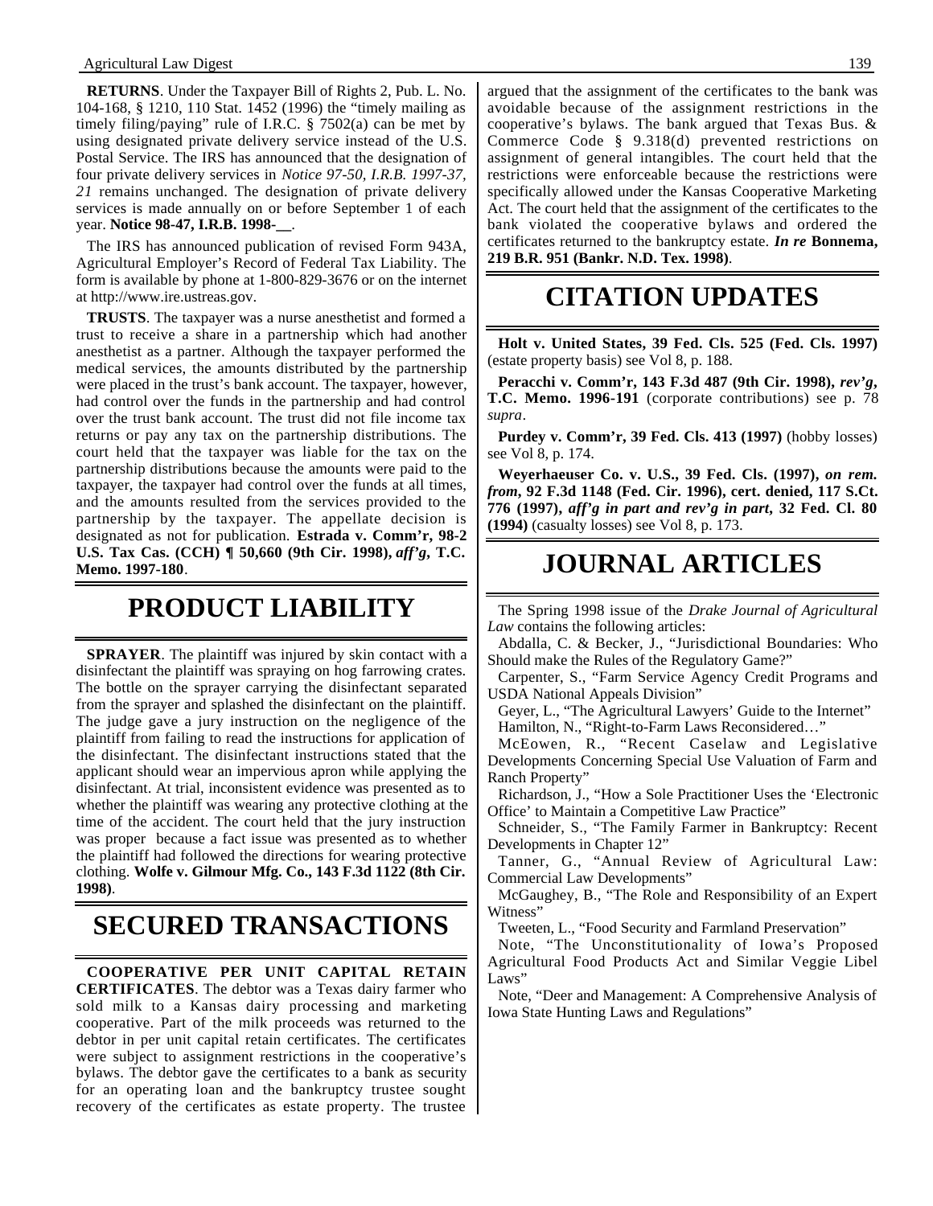**RETURNS**. Under the Taxpayer Bill of Rights 2, Pub. L. No. 104-168, § 1210, 110 Stat. 1452 (1996) the "timely mailing as timely filing/paying" rule of I.R.C. § 7502(a) can be met by using designated private delivery service instead of the U.S. Postal Service. The IRS has announced that the designation of four private delivery services in *Notice 97-50, I.R.B. 1997-37, 21* remains unchanged. The designation of private delivery services is made annually on or before September 1 of each year. **Notice 98-47, I.R.B. 1998-__**.

The IRS has announced publication of revised Form 943A, Agricultural Employer's Record of Federal Tax Liability. The form is available by phone at 1-800-829-3676 or on the internet at http://www.ire.ustreas.gov.

**TRUSTS**. The taxpayer was a nurse anesthetist and formed a trust to receive a share in a partnership which had another anesthetist as a partner. Although the taxpayer performed the medical services, the amounts distributed by the partnership were placed in the trust's bank account. The taxpayer, however, had control over the funds in the partnership and had control over the trust bank account. The trust did not file income tax returns or pay any tax on the partnership distributions. The court held that the taxpayer was liable for the tax on the partnership distributions because the amounts were paid to the taxpayer, the taxpayer had control over the funds at all times, and the amounts resulted from the services provided to the partnership by the taxpayer. The appellate decision is designated as not for publication. **Estrada v. Comm'r, 98-2 U.S. Tax Cas. (CCH) ¶ 50,660 (9th Cir. 1998),** ***aff'g*****, T.C. Memo. 1997-180**.

# PRODUCT LIABILITY

**SPRAYER**. The plaintiff was injured by skin contact with a disinfectant the plaintiff was spraying on hog farrowing crates. The bottle on the sprayer carrying the disinfectant separated from the sprayer and splashed the disinfectant on the plaintiff. The judge gave a jury instruction on the negligence of the plaintiff from failing to read the instructions for application of the disinfectant. The disinfectant instructions stated that the applicant should wear an impervious apron while applying the disinfectant. At trial, inconsistent evidence was presented as to whether the plaintiff was wearing any protective clothing at the time of the accident. The court held that the jury instruction was proper because a fact issue was presented as to whether the plaintiff had followed the directions for wearing protective clothing. **Wolfe v. Gilmour Mfg. Co., 143 F.3d 1122 (8th Cir. 1998)**.

# SECURED TRANSACTIONS

**COOPERATIVE PER UNIT CAPITAL RETAIN CERTIFICATES**. The debtor was a Texas dairy farmer who sold milk to a Kansas dairy processing and marketing cooperative. Part of the milk proceeds was returned to the debtor in per unit capital retain certificates. The certificates were subject to assignment restrictions in the cooperative's bylaws. The debtor gave the certificates to a bank as security for an operating loan and the bankruptcy trustee sought recovery of the certificates as estate property. The trustee argued that the assignment of the certificates to the bank was avoidable because of the assignment restrictions in the cooperative's bylaws. The bank argued that Texas Bus. & Commerce Code § 9.318(d) prevented restrictions on assignment of general intangibles. The court held that the restrictions were enforceable because the restrictions were specifically allowed under the Kansas Cooperative Marketing Act. The court held that the assignment of the certificates to the bank violated the cooperative bylaws and ordered the certificates returned to the bankruptcy estate. ***In re*** **Bonnema, 219 B.R. 951 (Bankr. N.D. Tex. 1998)**.

# CITATION UPDATES

**Holt v. United States, 39 Fed. Cls. 525 (Fed. Cls. 1997)** (estate property basis) see Vol 8, p. 188.

**Peracchi v. Comm'r, 143 F.3d 487 (9th Cir. 1998),** ***rev'g*****, T.C. Memo. 1996-191** (corporate contributions) see p. 78 *supra*.

**Purdey v. Comm'r, 39 Fed. Cls. 413 (1997)** (hobby losses) see Vol 8, p. 174.

**Weyerhaeuser Co. v. U.S., 39 Fed. Cls. (1997),** ***on rem. from*****, 92 F.3d 1148 (Fed. Cir. 1996), cert. denied, 117 S.Ct. 776 (1997),** ***aff'g in part and rev'g in part*****, 32 Fed. Cl. 80 (1994)** (casualty losses) see Vol 8, p. 173.

# JOURNAL ARTICLES

The Spring 1998 issue of the *Drake Journal of Agricultural Law* contains the following articles:

Abdalla, C. & Becker, J., "Jurisdictional Boundaries: Who Should make the Rules of the Regulatory Game?"

Carpenter, S., "Farm Service Agency Credit Programs and USDA National Appeals Division"

Geyer, L., "The Agricultural Lawyers' Guide to the Internet"

Hamilton, N., "Right-to-Farm Laws Reconsidered…"

McEowen, R., "Recent Caselaw and Legislative Developments Concerning Special Use Valuation of Farm and Ranch Property"

Richardson, J., "How a Sole Practitioner Uses the 'Electronic Office' to Maintain a Competitive Law Practice"

Schneider, S., "The Family Farmer in Bankruptcy: Recent Developments in Chapter 12"

Tanner, G., "Annual Review of Agricultural Law: Commercial Law Developments"

McGaughey, B., "The Role and Responsibility of an Expert Witness"

Tweeten, L., "Food Security and Farmland Preservation"

Note, "The Unconstitutionality of Iowa's Proposed Agricultural Food Products Act and Similar Veggie Libel Laws"

Note, "Deer and Management: A Comprehensive Analysis of Iowa State Hunting Laws and Regulations"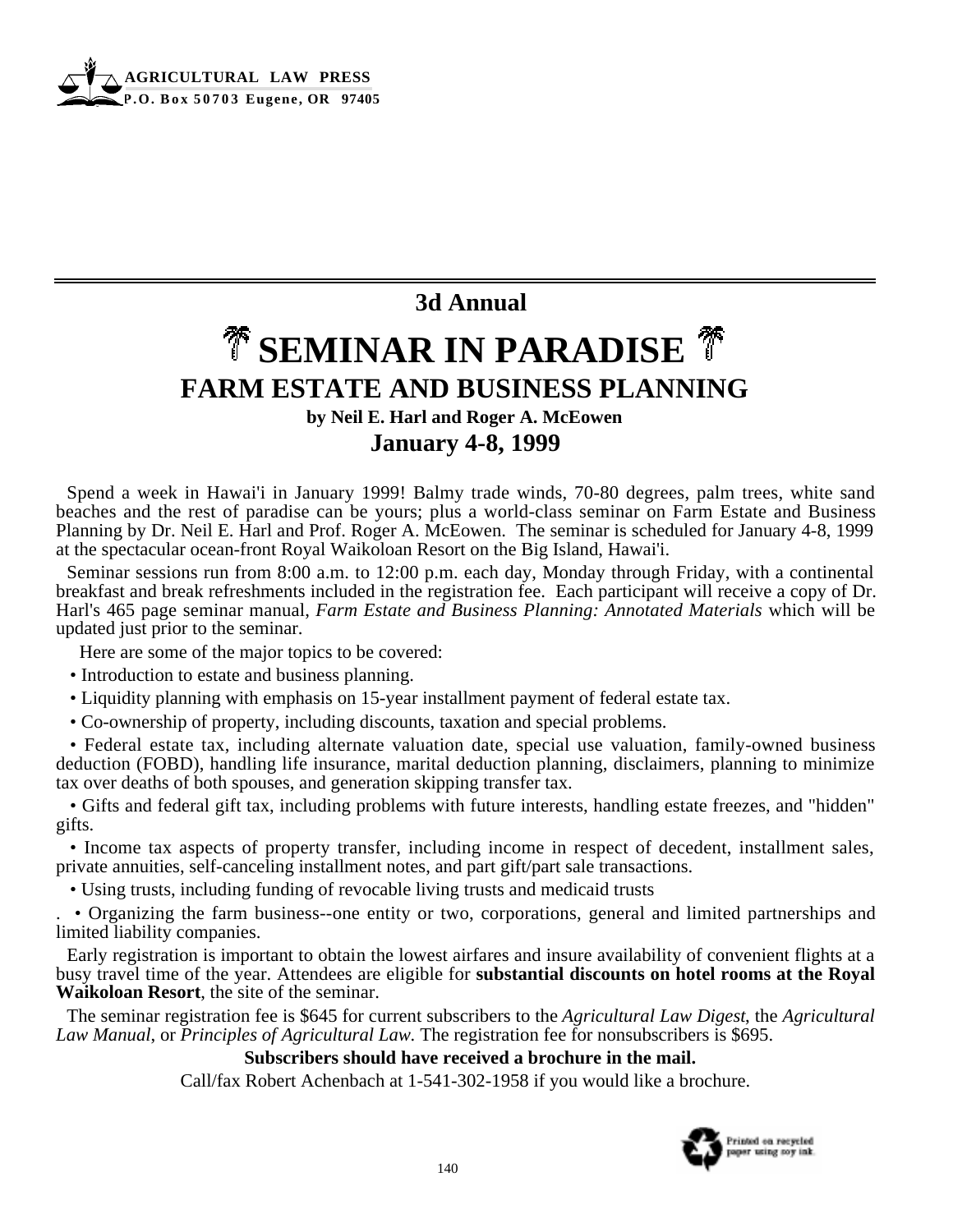**AGRICULTURAL LAW PRESS**
**P.O. Box 50703 Eugene, OR 97405**

---

## 3d Annual

# SEMINAR IN PARADISE

## FARM ESTATE AND BUSINESS PLANNING

**by Neil E. Harl and Roger A. McEowen**

### January 4-8, 1999

Spend a week in Hawai'i in January 1999! Balmy trade winds, 70-80 degrees, palm trees, white sand beaches and the rest of paradise can be yours; plus a world-class seminar on Farm Estate and Business Planning by Dr. Neil E. Harl and Prof. Roger A. McEowen. The seminar is scheduled for January 4-8, 1999 at the spectacular ocean-front Royal Waikoloan Resort on the Big Island, Hawai'i.

Seminar sessions run from 8:00 a.m. to 12:00 p.m. each day, Monday through Friday, with a continental breakfast and break refreshments included in the registration fee. Each participant will receive a copy of Dr. Harl's 465 page seminar manual, *Farm Estate and Business Planning: Annotated Materials* which will be updated just prior to the seminar.

Here are some of the major topics to be covered:

- Introduction to estate and business planning.
- Liquidity planning with emphasis on 15-year installment payment of federal estate tax.
- Co-ownership of property, including discounts, taxation and special problems.
- Federal estate tax, including alternate valuation date, special use valuation, family-owned business deduction (FOBD), handling life insurance, marital deduction planning, disclaimers, planning to minimize tax over deaths of both spouses, and generation skipping transfer tax.
- Gifts and federal gift tax, including problems with future interests, handling estate freezes, and "hidden" gifts.
- Income tax aspects of property transfer, including income in respect of decedent, installment sales, private annuities, self-canceling installment notes, and part gift/part sale transactions.
- Using trusts, including funding of revocable living trusts and medicaid trusts
- Organizing the farm business--one entity or two, corporations, general and limited partnerships and limited liability companies.

Early registration is important to obtain the lowest airfares and insure availability of convenient flights at a busy travel time of the year. Attendees are eligible for **substantial discounts on hotel rooms at the Royal Waikoloan Resort**, the site of the seminar.

The seminar registration fee is $645 for current subscribers to the *Agricultural Law Digest*, the *Agricultural Law Manual*, or *Principles of Agricultural Law.* The registration fee for nonsubscribers is $695.

**Subscribers should have received a brochure in the mail.**

Call/fax Robert Achenbach at 1-541-302-1958 if you would like a brochure.

Printed on recycled paper using soy ink.